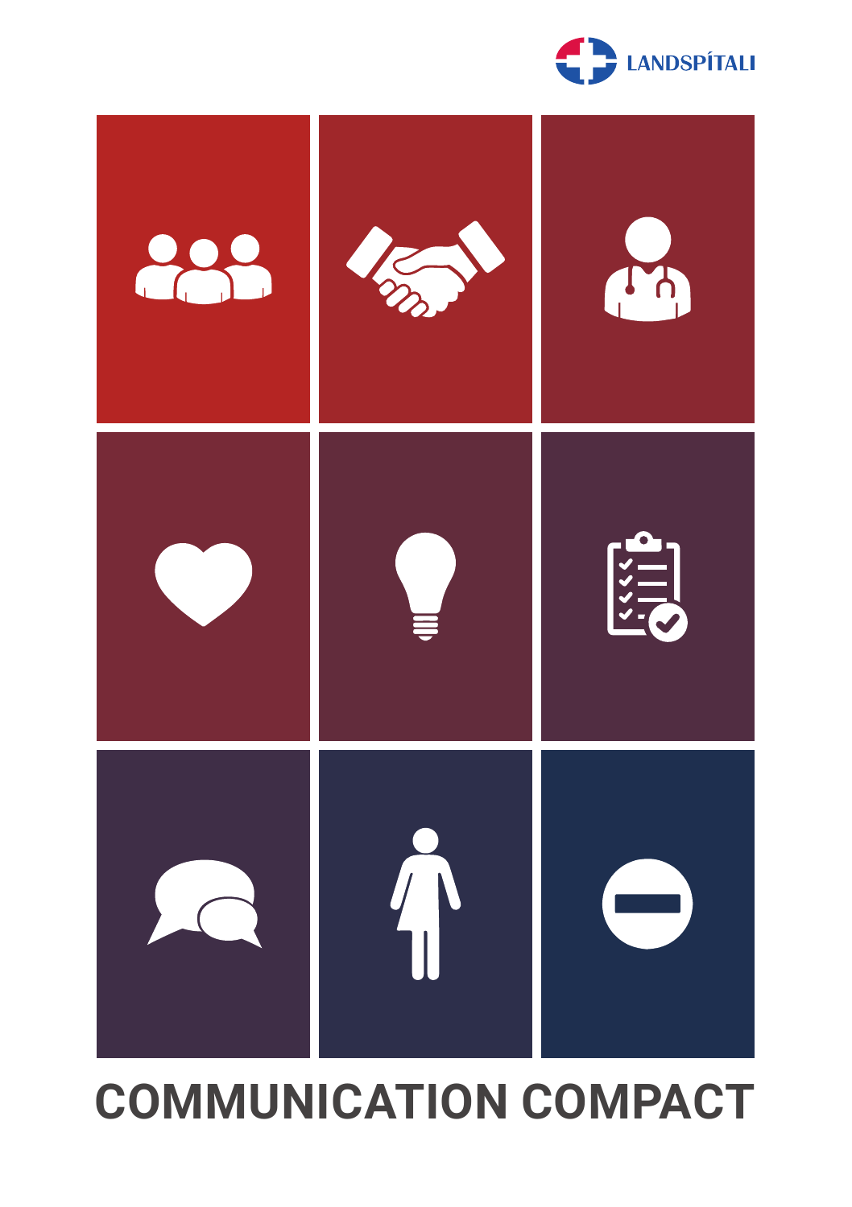LANDSPÍTALI

# COMMUNICATION COMPACT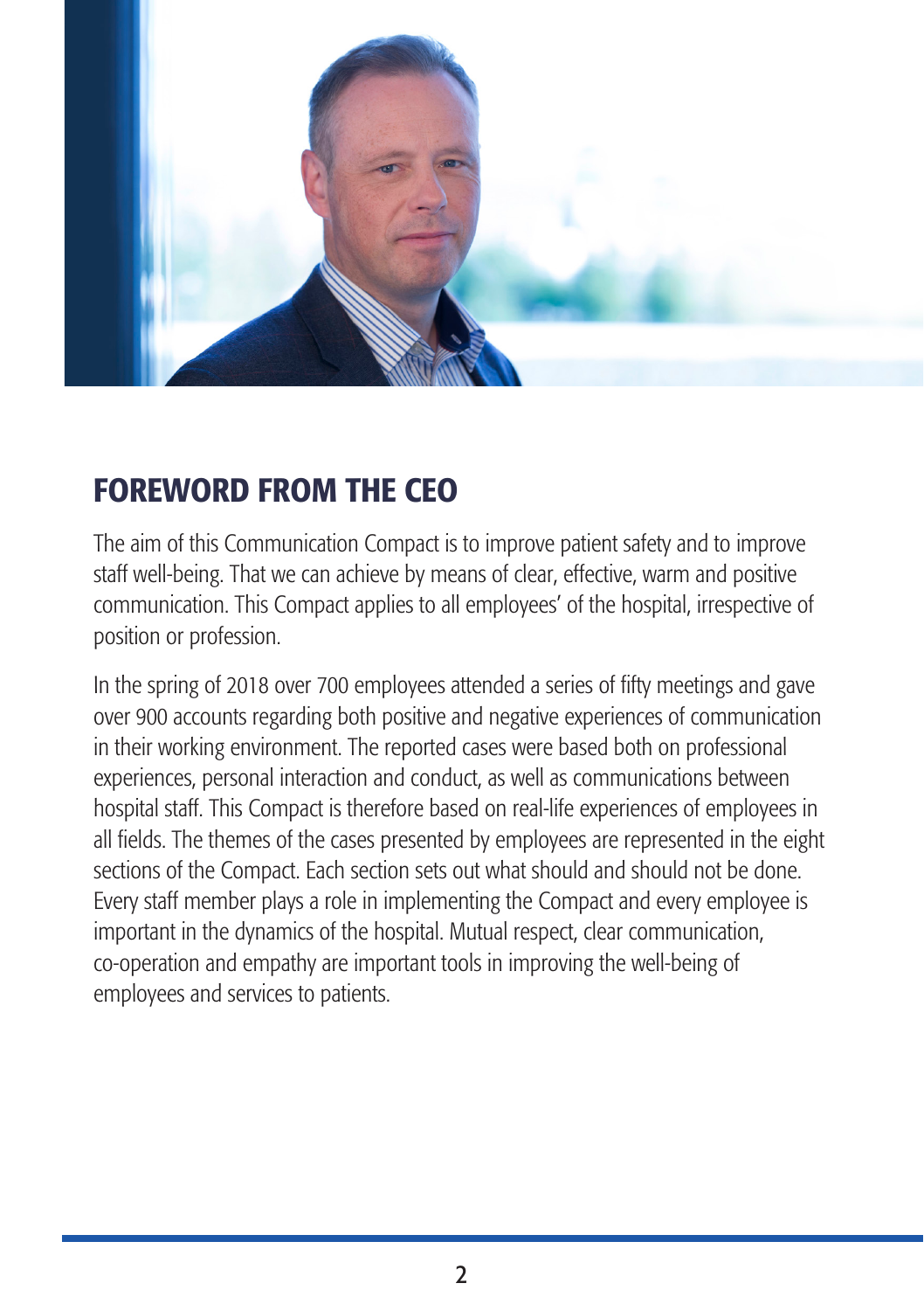## FOREWORD FROM THE CEO

The aim of this Communication Compact is to improve patient safety and to improve staff well-being. That we can achieve by means of clear, effective, warm and positive communication. This Compact applies to all employees' of the hospital, irrespective of position or profession.

In the spring of 2018 over 700 employees attended a series of fifty meetings and gave over 900 accounts regarding both positive and negative experiences of communication in their working environment. The reported cases were based both on professional experiences, personal interaction and conduct, as well as communications between hospital staff. This Compact is therefore based on real-life experiences of employees in all fields. The themes of the cases presented by employees are represented in the eight sections of the Compact. Each section sets out what should and should not be done. Every staff member plays a role in implementing the Compact and every employee is important in the dynamics of the hospital. Mutual respect, clear communication, co-operation and empathy are important tools in improving the well-being of employees and services to patients.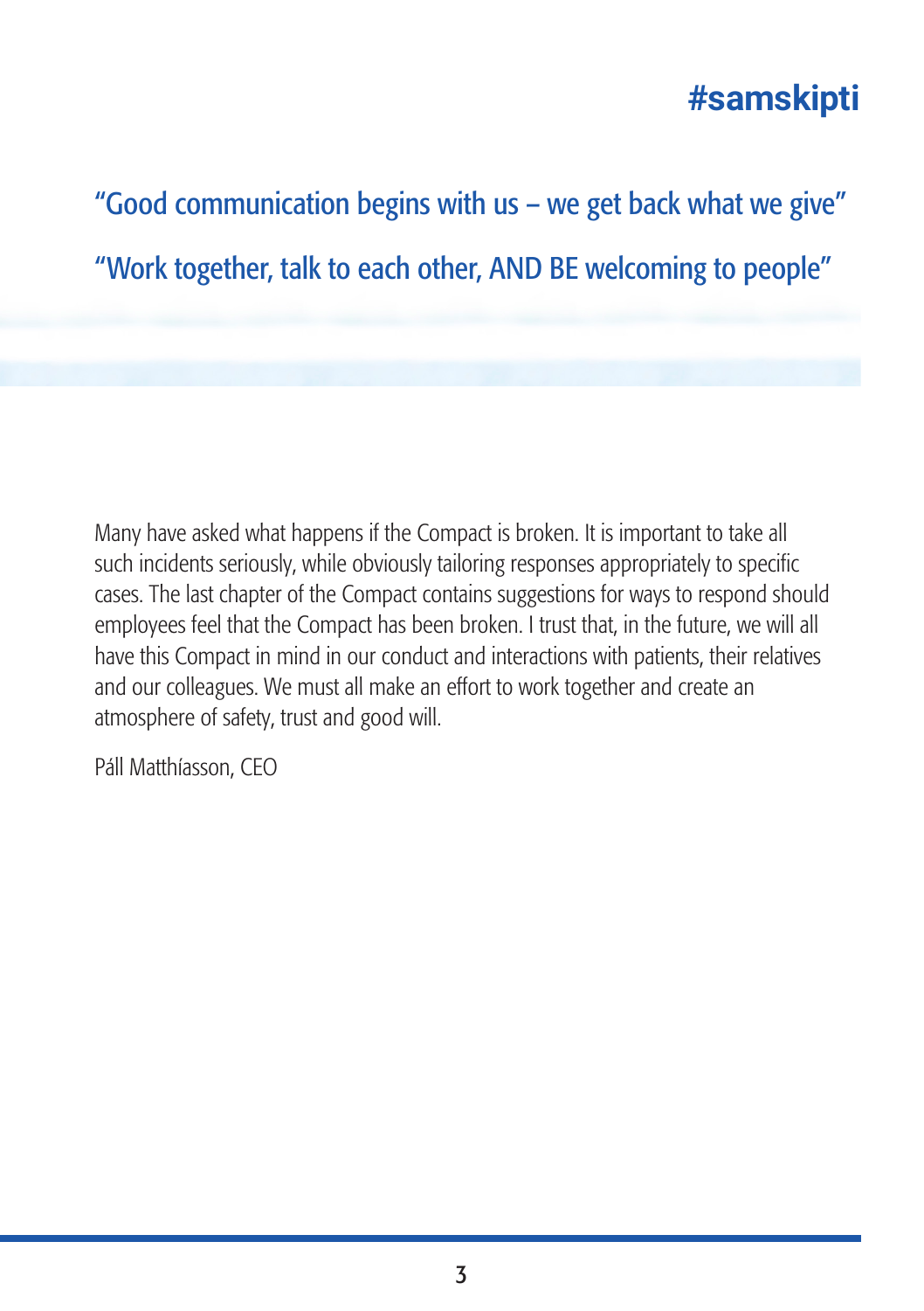#samskipti

"Good communication begins with us – we get back what we give"

"Work together, talk to each other, AND BE welcoming to people"

Many have asked what happens if the Compact is broken. It is important to take all such incidents seriously, while obviously tailoring responses appropriately to specific cases. The last chapter of the Compact contains suggestions for ways to respond should employees feel that the Compact has been broken. I trust that, in the future, we will all have this Compact in mind in our conduct and interactions with patients, their relatives and our colleagues. We must all make an effort to work together and create an atmosphere of safety, trust and good will.

Páll Matthíasson, CEO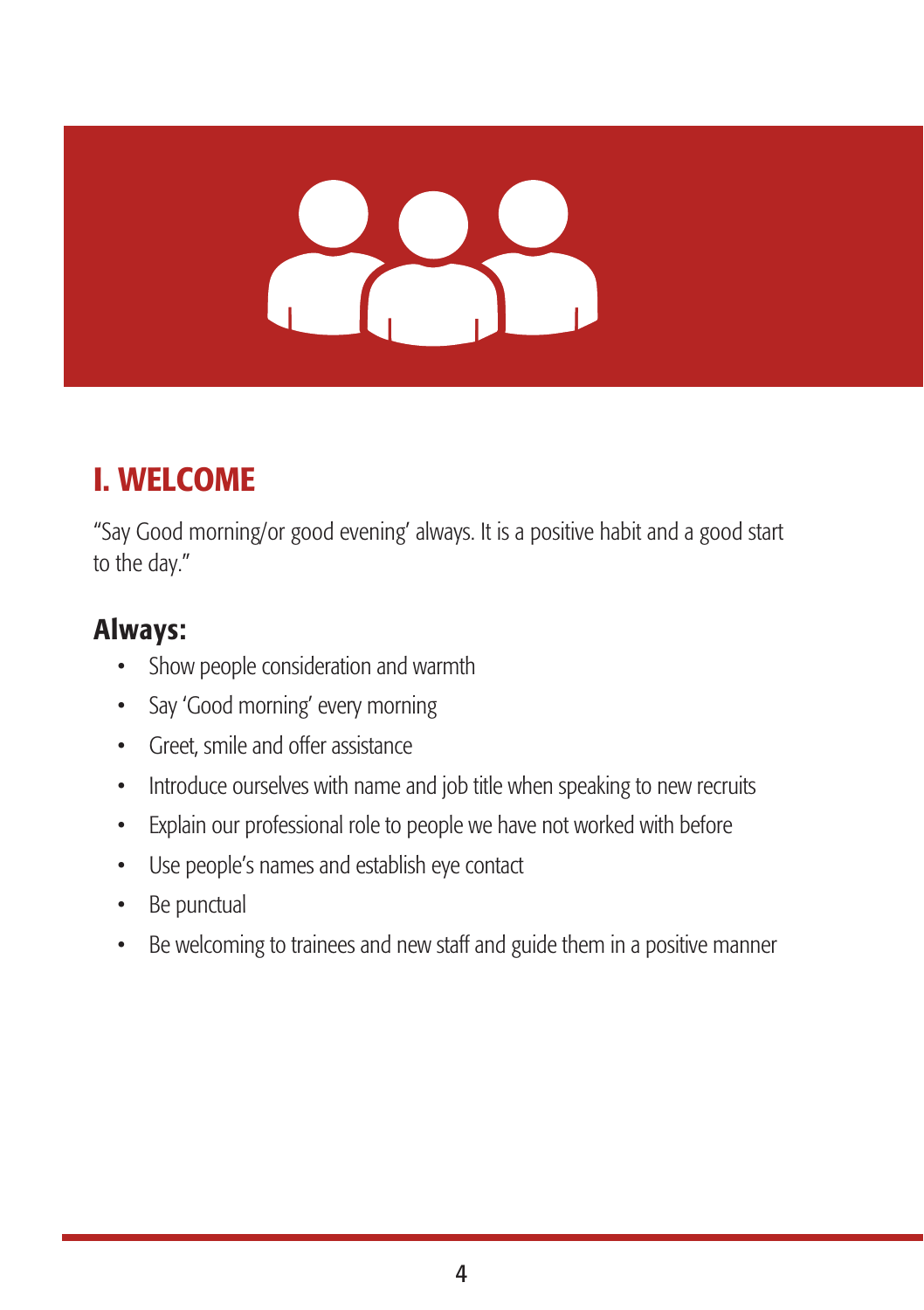## I. WELCOME

"Say Good morning/or good evening' always. It is a positive habit and a good start to the day."

### Always:

- Show people consideration and warmth
- Say 'Good morning' every morning
- Greet, smile and offer assistance
- Introduce ourselves with name and job title when speaking to new recruits
- Explain our professional role to people we have not worked with before
- Use people's names and establish eye contact
- Be punctual
- Be welcoming to trainees and new staff and guide them in a positive manner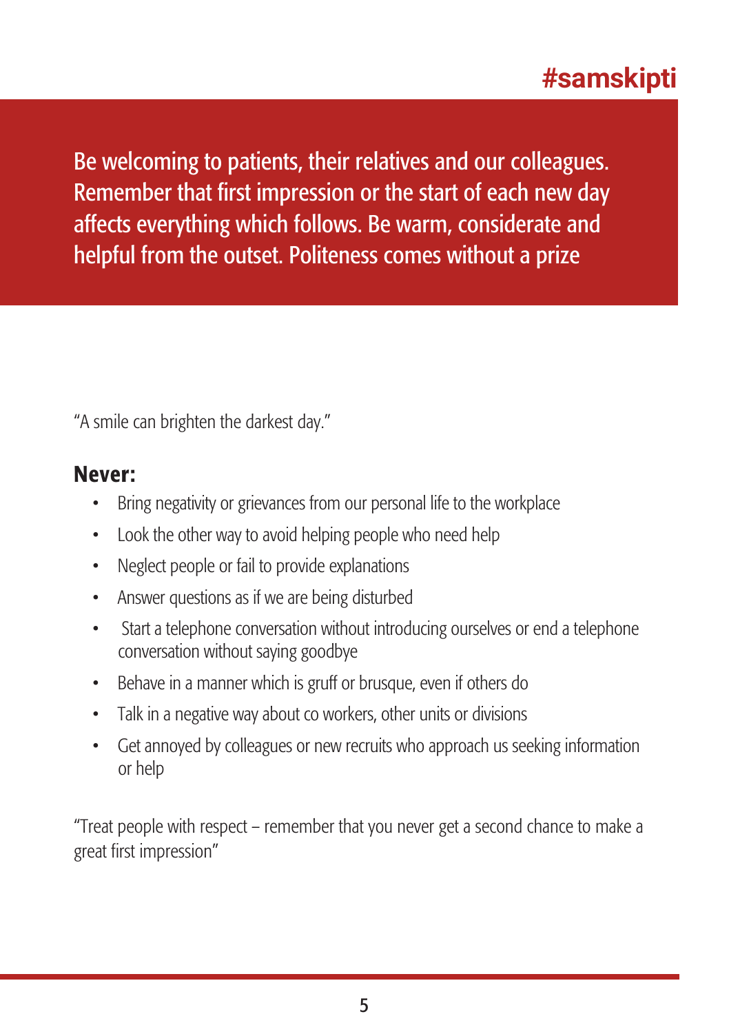# #samskipti

**Be welcoming to patients, their relatives and our colleagues. Remember that first impression or the start of each new day affects everything which follows. Be warm, considerate and helpful from the outset. Politeness comes without a prize**

"A smile can brighten the darkest day."

## Never:

- Bring negativity or grievances from our personal life to the workplace
- Look the other way to avoid helping people who need help
- Neglect people or fail to provide explanations
- Answer questions as if we are being disturbed
- Start a telephone conversation without introducing ourselves or end a telephone conversation without saying goodbye
- Behave in a manner which is gruff or brusque, even if others do
- Talk in a negative way about co workers, other units or divisions
- Get annoyed by colleagues or new recruits who approach us seeking information or help

"Treat people with respect – remember that you never get a second chance to make a great first impression"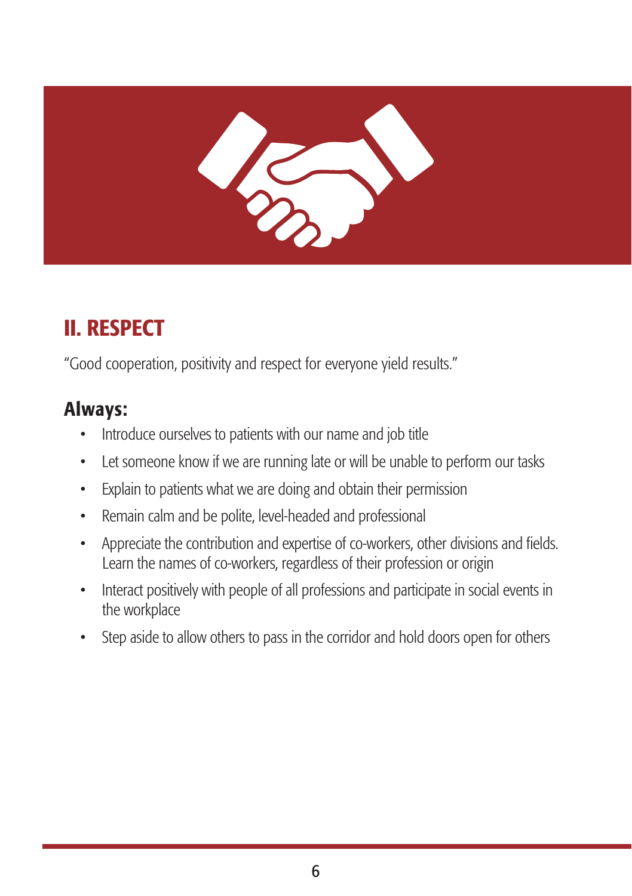## II. RESPECT

"Good cooperation, positivity and respect for everyone yield results."

### Always:

- Introduce ourselves to patients with our name and job title
- Let someone know if we are running late or will be unable to perform our tasks
- Explain to patients what we are doing and obtain their permission
- Remain calm and be polite, level-headed and professional
- Appreciate the contribution and expertise of co-workers, other divisions and fields. Learn the names of co-workers, regardless of their profession or origin
- Interact positively with people of all professions and participate in social events in the workplace
- Step aside to allow others to pass in the corridor and hold doors open for others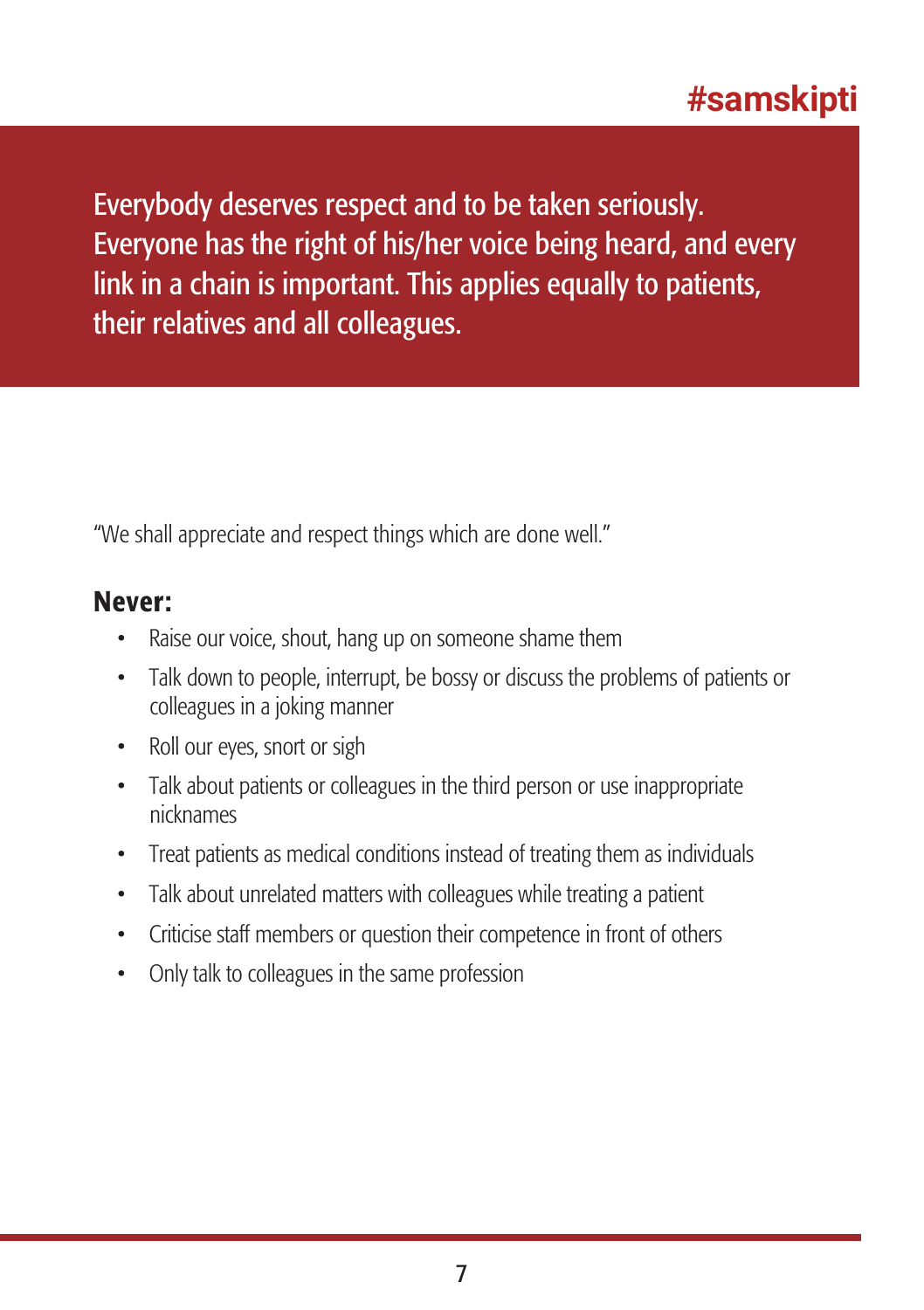#samskipti

Everybody deserves respect and to be taken seriously. Everyone has the right of his/her voice being heard, and every link in a chain is important. This applies equally to patients, their relatives and all colleagues.

"We shall appreciate and respect things which are done well."

**Never:**

- Raise our voice, shout, hang up on someone shame them
- Talk down to people, interrupt, be bossy or discuss the problems of patients or colleagues in a joking manner
- Roll our eyes, snort or sigh
- Talk about patients or colleagues in the third person or use inappropriate nicknames
- Treat patients as medical conditions instead of treating them as individuals
- Talk about unrelated matters with colleagues while treating a patient
- Criticise staff members or question their competence in front of others
- Only talk to colleagues in the same profession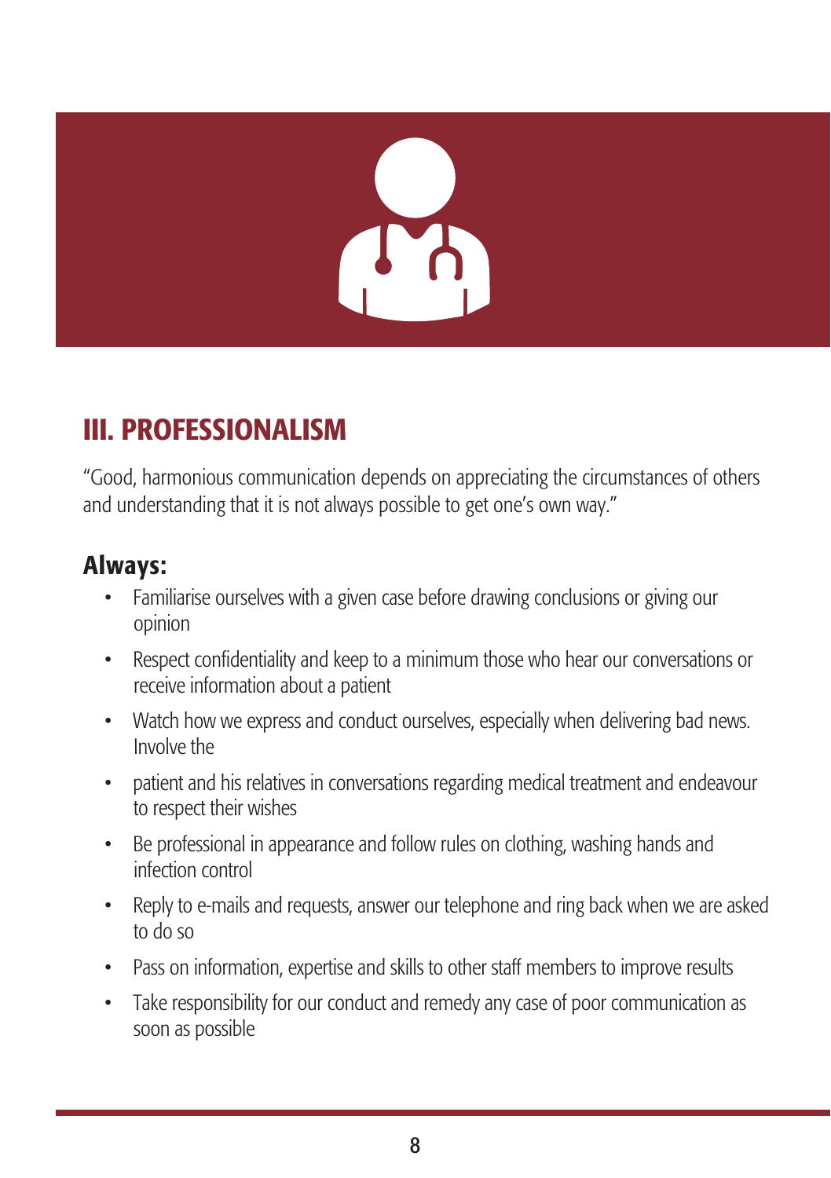## III. PROFESSIONALISM

"Good, harmonious communication depends on appreciating the circumstances of others and understanding that it is not always possible to get one's own way."

### Always:

- Familiarise ourselves with a given case before drawing conclusions or giving our opinion
- Respect confidentiality and keep to a minimum those who hear our conversations or receive information about a patient
- Watch how we express and conduct ourselves, especially when delivering bad news. Involve the
- patient and his relatives in conversations regarding medical treatment and endeavour to respect their wishes
- Be professional in appearance and follow rules on clothing, washing hands and infection control
- Reply to e-mails and requests, answer our telephone and ring back when we are asked to do so
- Pass on information, expertise and skills to other staff members to improve results
- Take responsibility for our conduct and remedy any case of poor communication as soon as possible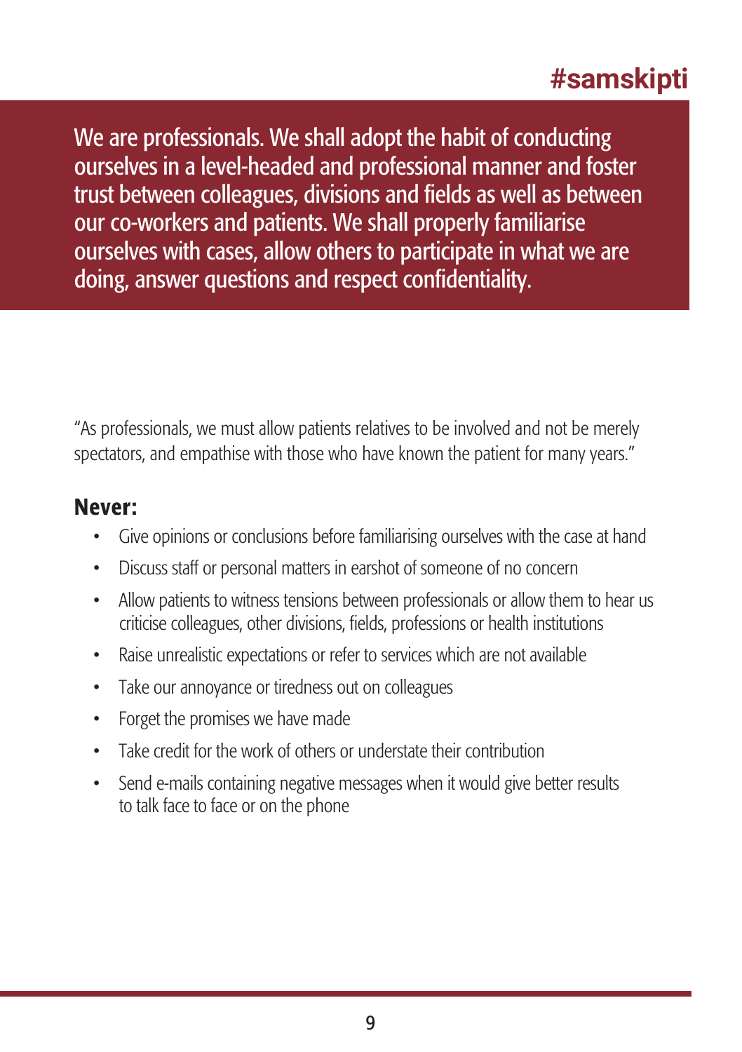# #samskipti

**We are professionals. We shall adopt the habit of conducting ourselves in a level-headed and professional manner and foster trust between colleagues, divisions and fields as well as between our co-workers and patients. We shall properly familiarise ourselves with cases, allow others to participate in what we are doing, answer questions and respect confidentiality.**

"As professionals, we must allow patients relatives to be involved and not be merely spectators, and empathise with those who have known the patient for many years."

## Never:

- Give opinions or conclusions before familiarising ourselves with the case at hand
- Discuss staff or personal matters in earshot of someone of no concern
- Allow patients to witness tensions between professionals or allow them to hear us criticise colleagues, other divisions, fields, professions or health institutions
- Raise unrealistic expectations or refer to services which are not available
- Take our annoyance or tiredness out on colleagues
- Forget the promises we have made
- Take credit for the work of others or understate their contribution
- Send e-mails containing negative messages when it would give better results to talk face to face or on the phone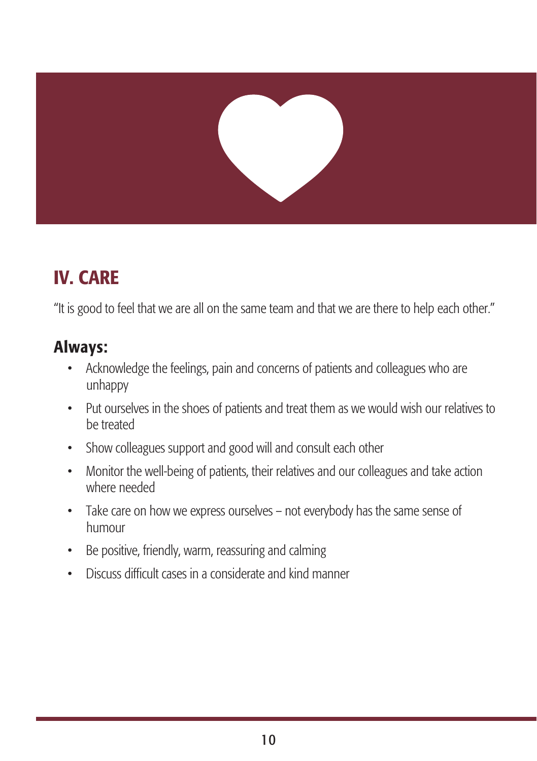## IV. CARE

“It is good to feel that we are all on the same team and that we are there to help each other.”

### Always:

- Acknowledge the feelings, pain and concerns of patients and colleagues who are unhappy
- Put ourselves in the shoes of patients and treat them as we would wish our relatives to be treated
- Show colleagues support and good will and consult each other
- Monitor the well-being of patients, their relatives and our colleagues and take action where needed
- Take care on how we express ourselves – not everybody has the same sense of humour
- Be positive, friendly, warm, reassuring and calming
- Discuss difficult cases in a considerate and kind manner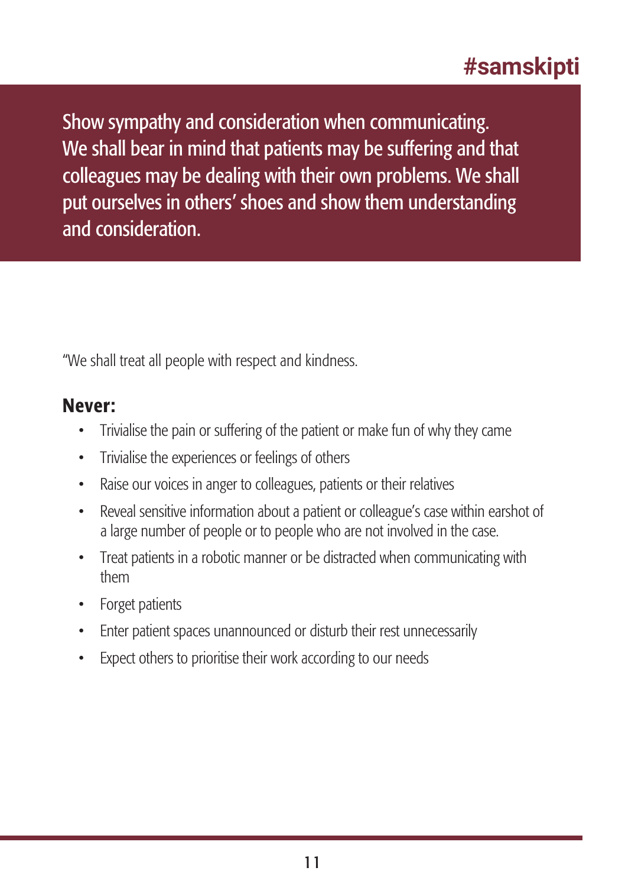**#samskipti**

**Show sympathy and consideration when communicating. We shall bear in mind that patients may be suffering and that colleagues may be dealing with their own problems. We shall put ourselves in others' shoes and show them understanding and consideration.**

"We shall treat all people with respect and kindness.

## Never:

- Trivialise the pain or suffering of the patient or make fun of why they came
- Trivialise the experiences or feelings of others
- Raise our voices in anger to colleagues, patients or their relatives
- Reveal sensitive information about a patient or colleague's case within earshot of a large number of people or to people who are not involved in the case.
- Treat patients in a robotic manner or be distracted when communicating with them
- Forget patients
- Enter patient spaces unannounced or disturb their rest unnecessarily
- Expect others to prioritise their work according to our needs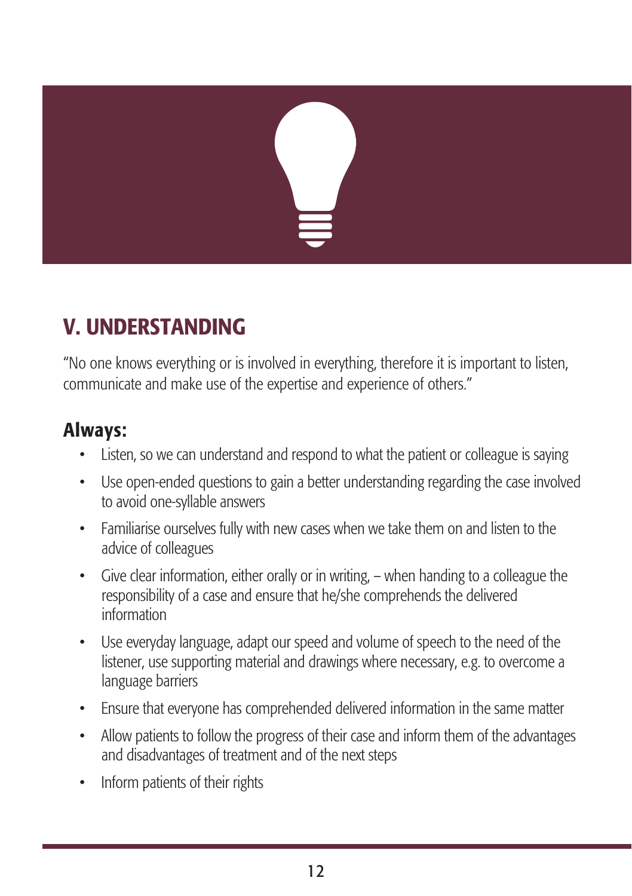## V. UNDERSTANDING

"No one knows everything or is involved in everything, therefore it is important to listen, communicate and make use of the expertise and experience of others."

### Always:

- Listen, so we can understand and respond to what the patient or colleague is saying
- Use open-ended questions to gain a better understanding regarding the case involved to avoid one-syllable answers
- Familiarise ourselves fully with new cases when we take them on and listen to the advice of colleagues
- Give clear information, either orally or in writing, – when handing to a colleague the responsibility of a case and ensure that he/she comprehends the delivered information
- Use everyday language, adapt our speed and volume of speech to the need of the listener, use supporting material and drawings where necessary, e.g. to overcome a language barriers
- Ensure that everyone has comprehended delivered information in the same matter
- Allow patients to follow the progress of their case and inform them of the advantages and disadvantages of treatment and of the next steps
- Inform patients of their rights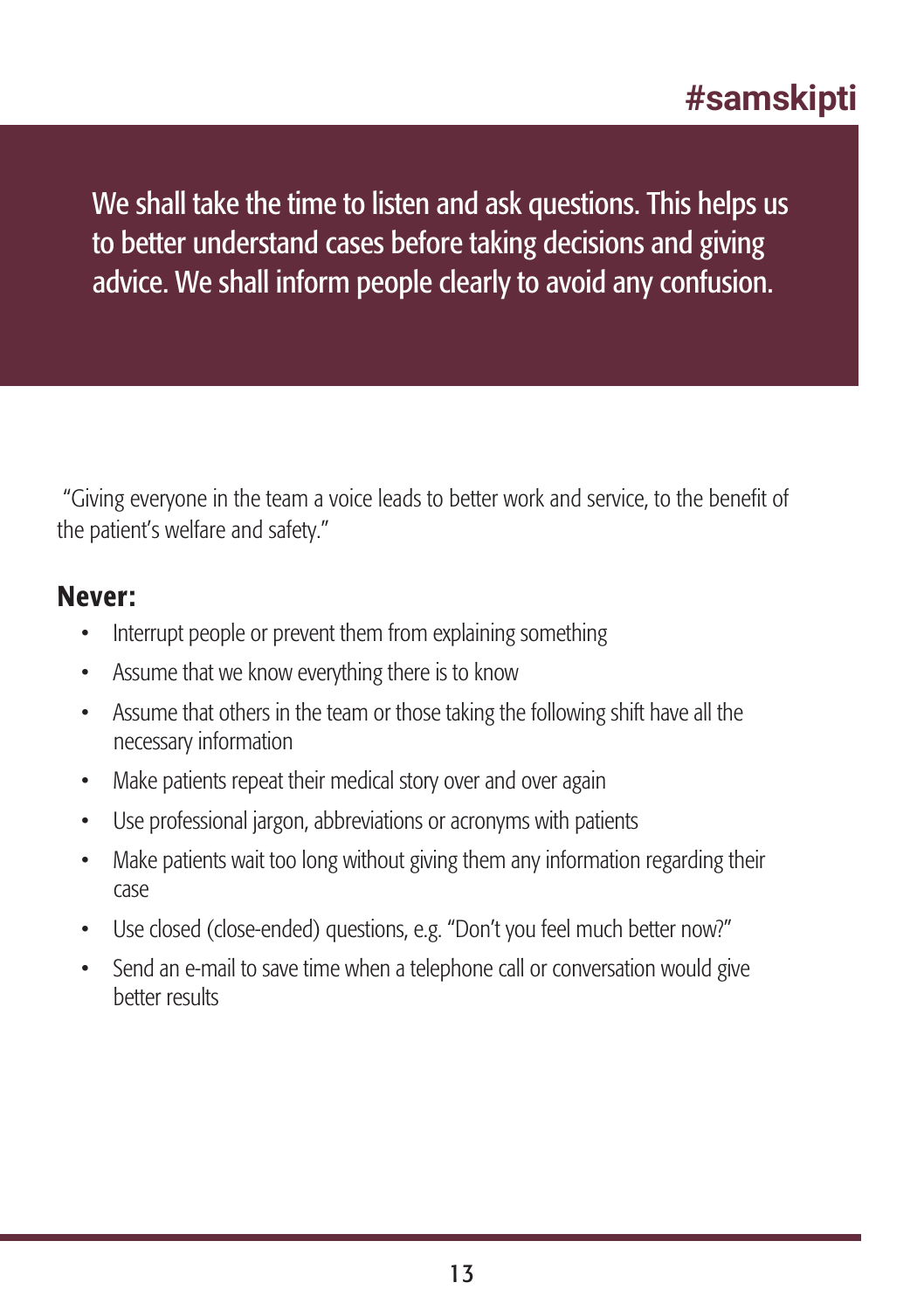## #samskipti

**We shall take the time to listen and ask questions. This helps us to better understand cases before taking decisions and giving advice. We shall inform people clearly to avoid any confusion.**

"Giving everyone in the team a voice leads to better work and service, to the benefit of the patient's welfare and safety."

### Never:

- Interrupt people or prevent them from explaining something
- Assume that we know everything there is to know
- Assume that others in the team or those taking the following shift have all the necessary information
- Make patients repeat their medical story over and over again
- Use professional jargon, abbreviations or acronyms with patients
- Make patients wait too long without giving them any information regarding their case
- Use closed (close-ended) questions, e.g. "Don't you feel much better now?"
- Send an e-mail to save time when a telephone call or conversation would give better results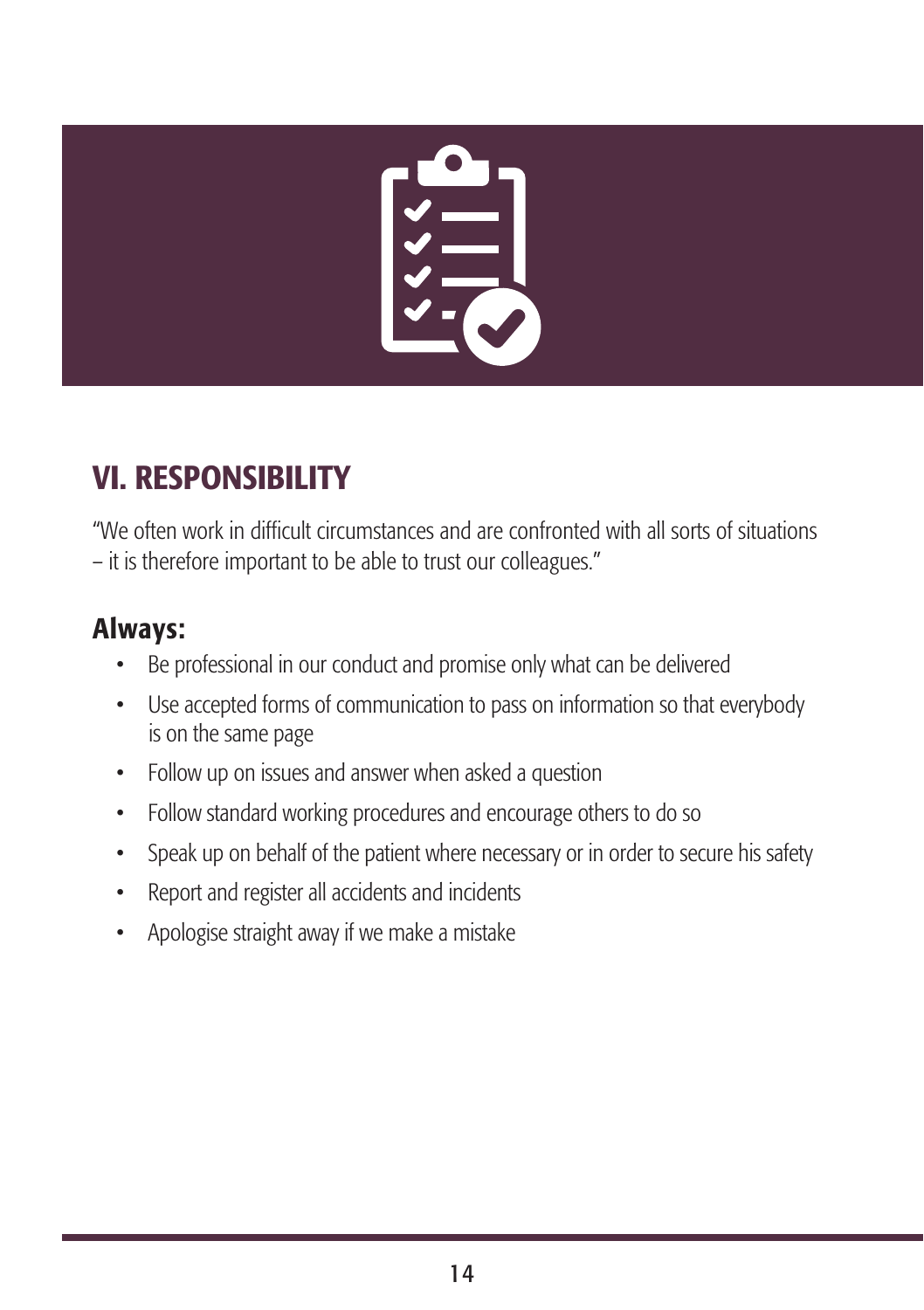## VI. RESPONSIBILITY

"We often work in difficult circumstances and are confronted with all sorts of situations – it is therefore important to be able to trust our colleagues."

### Always:

- Be professional in our conduct and promise only what can be delivered
- Use accepted forms of communication to pass on information so that everybody is on the same page
- Follow up on issues and answer when asked a question
- Follow standard working procedures and encourage others to do so
- Speak up on behalf of the patient where necessary or in order to secure his safety
- Report and register all accidents and incidents
- Apologise straight away if we make a mistake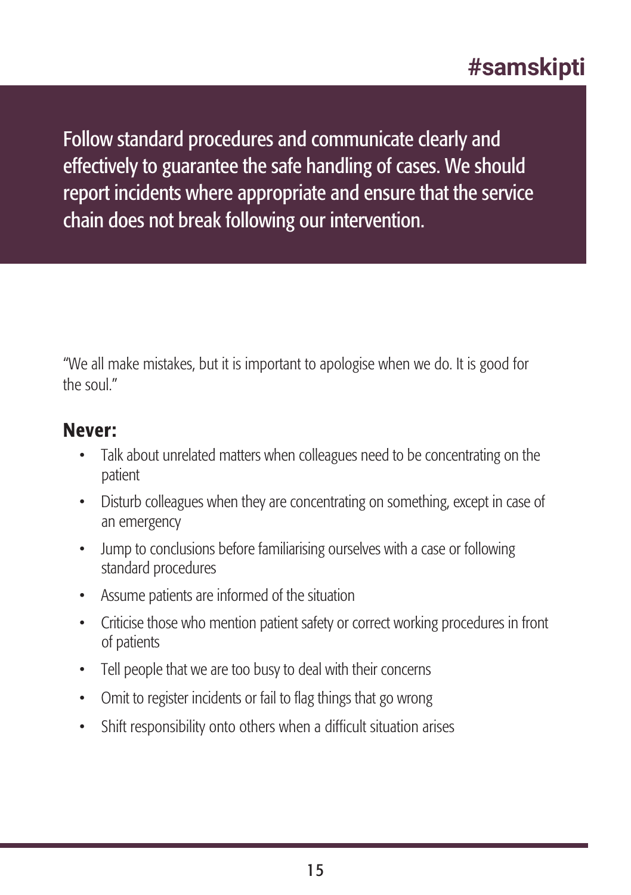# #samskipti

Follow standard procedures and communicate clearly and effectively to guarantee the safe handling of cases. We should report incidents where appropriate and ensure that the service chain does not break following our intervention.

"We all make mistakes, but it is important to apologise when we do. It is good for the soul."

## Never:

- Talk about unrelated matters when colleagues need to be concentrating on the patient
- Disturb colleagues when they are concentrating on something, except in case of an emergency
- Jump to conclusions before familiarising ourselves with a case or following standard procedures
- Assume patients are informed of the situation
- Criticise those who mention patient safety or correct working procedures in front of patients
- Tell people that we are too busy to deal with their concerns
- Omit to register incidents or fail to flag things that go wrong
- Shift responsibility onto others when a difficult situation arises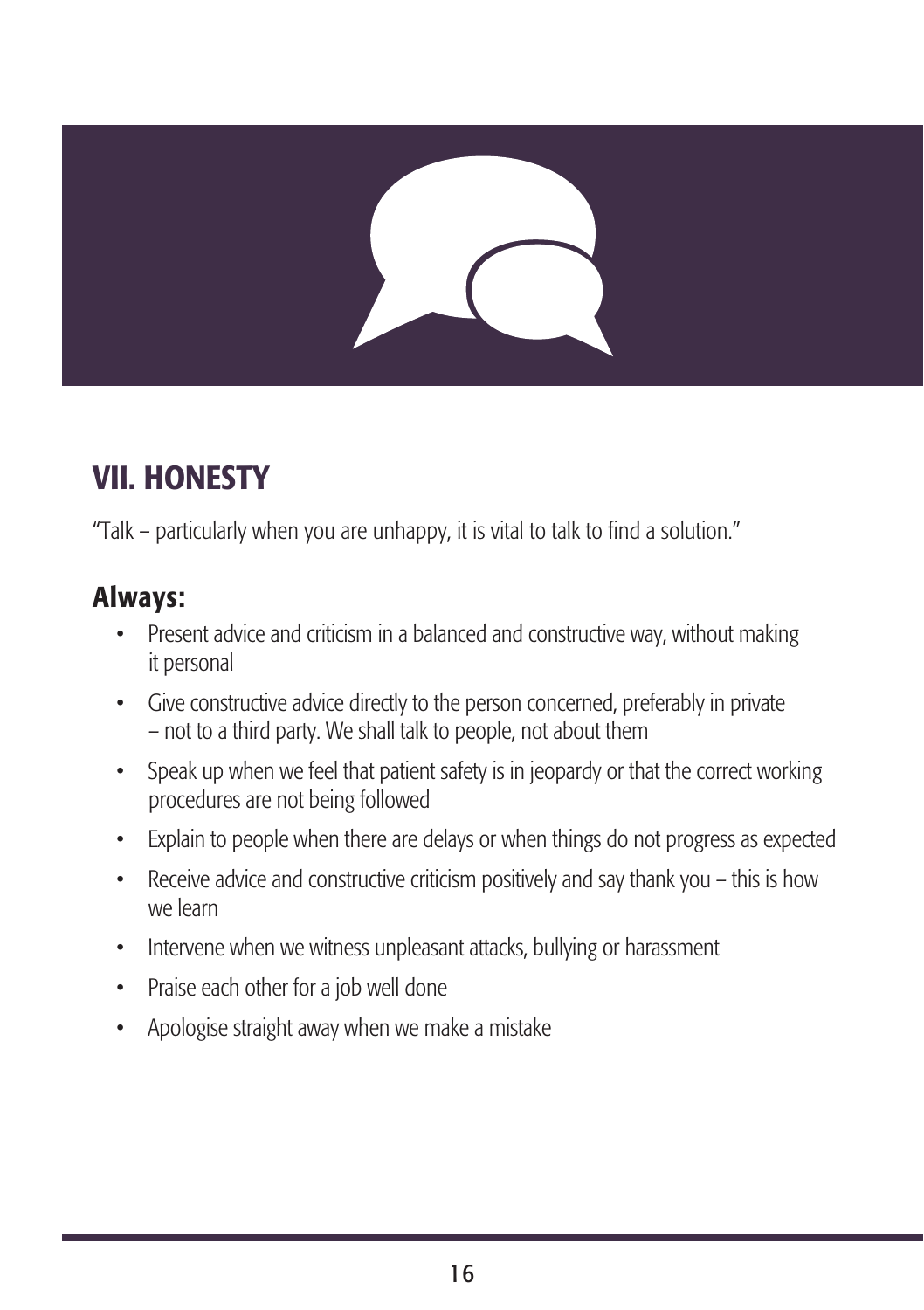## VII. HONESTY

"Talk – particularly when you are unhappy, it is vital to talk to find a solution."

### Always:

- Present advice and criticism in a balanced and constructive way, without making it personal
- Give constructive advice directly to the person concerned, preferably in private – not to a third party. We shall talk to people, not about them
- Speak up when we feel that patient safety is in jeopardy or that the correct working procedures are not being followed
- Explain to people when there are delays or when things do not progress as expected
- Receive advice and constructive criticism positively and say thank you – this is how we learn
- Intervene when we witness unpleasant attacks, bullying or harassment
- Praise each other for a job well done
- Apologise straight away when we make a mistake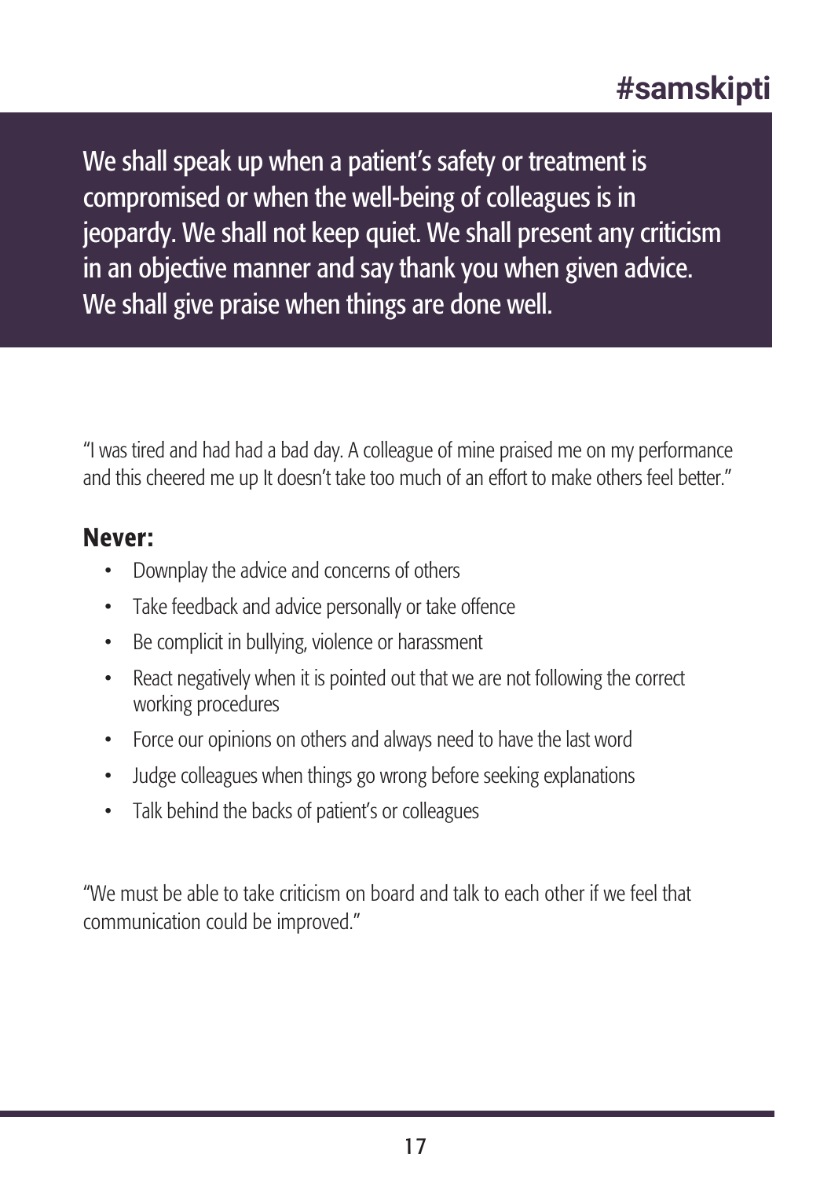# #samskipti

**We shall speak up when a patient's safety or treatment is compromised or when the well-being of colleagues is in jeopardy. We shall not keep quiet. We shall present any criticism in an objective manner and say thank you when given advice. We shall give praise when things are done well.**

"I was tired and had had a bad day. A colleague of mine praised me on my performance and this cheered me up It doesn't take too much of an effort to make others feel better."

## Never:

- Downplay the advice and concerns of others
- Take feedback and advice personally or take offence
- Be complicit in bullying, violence or harassment
- React negatively when it is pointed out that we are not following the correct working procedures
- Force our opinions on others and always need to have the last word
- Judge colleagues when things go wrong before seeking explanations
- Talk behind the backs of patient's or colleagues

"We must be able to take criticism on board and talk to each other if we feel that communication could be improved."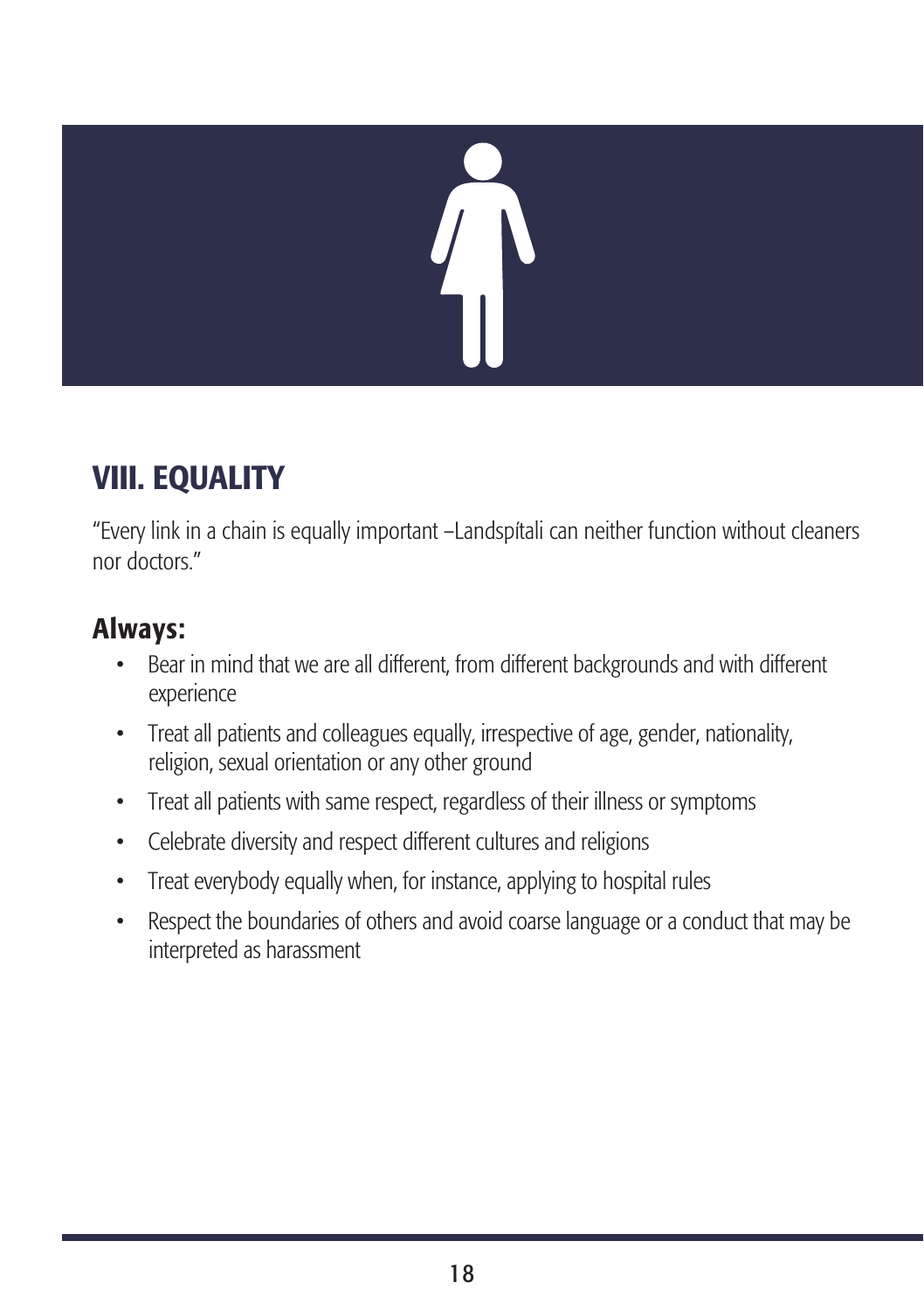## VIII. EQUALITY

"Every link in a chain is equally important –Landspítali can neither function without cleaners nor doctors."

### Always:

- Bear in mind that we are all different, from different backgrounds and with different experience
- Treat all patients and colleagues equally, irrespective of age, gender, nationality, religion, sexual orientation or any other ground
- Treat all patients with same respect, regardless of their illness or symptoms
- Celebrate diversity and respect different cultures and religions
- Treat everybody equally when, for instance, applying to hospital rules
- Respect the boundaries of others and avoid coarse language or a conduct that may be interpreted as harassment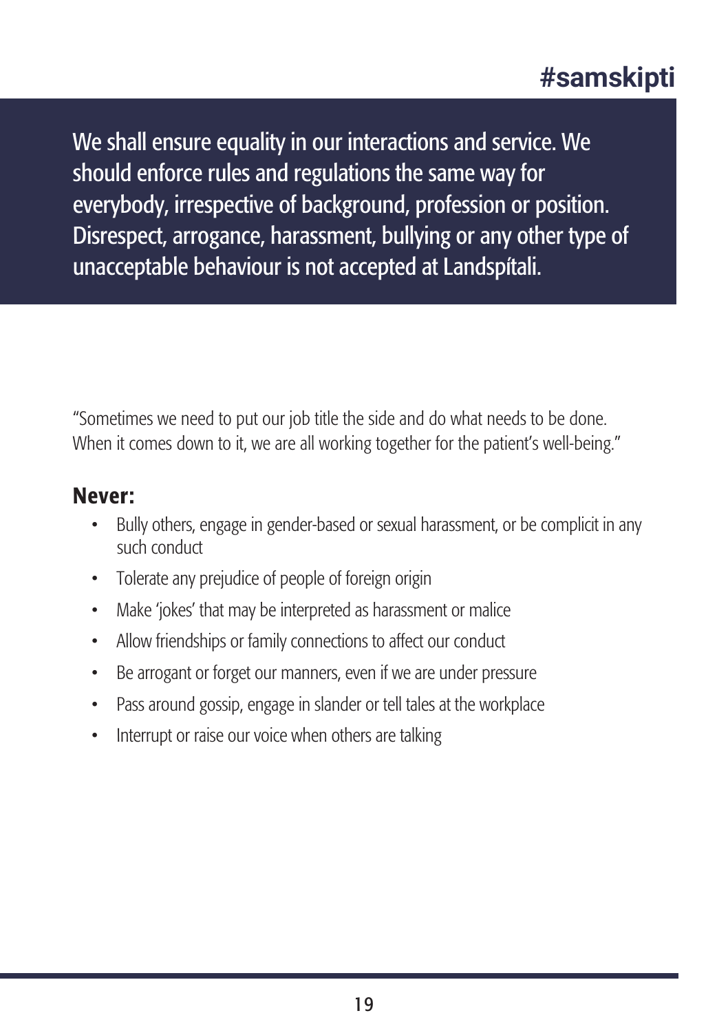# #samskipti

**We shall ensure equality in our interactions and service. We should enforce rules and regulations the same way for everybody, irrespective of background, profession or position. Disrespect, arrogance, harassment, bullying or any other type of unacceptable behaviour is not accepted at Landspítali.**

"Sometimes we need to put our job title the side and do what needs to be done. When it comes down to it, we are all working together for the patient's well-being."

## Never:

- Bully others, engage in gender-based or sexual harassment, or be complicit in any such conduct
- Tolerate any prejudice of people of foreign origin
- Make 'jokes' that may be interpreted as harassment or malice
- Allow friendships or family connections to affect our conduct
- Be arrogant or forget our manners, even if we are under pressure
- Pass around gossip, engage in slander or tell tales at the workplace
- Interrupt or raise our voice when others are talking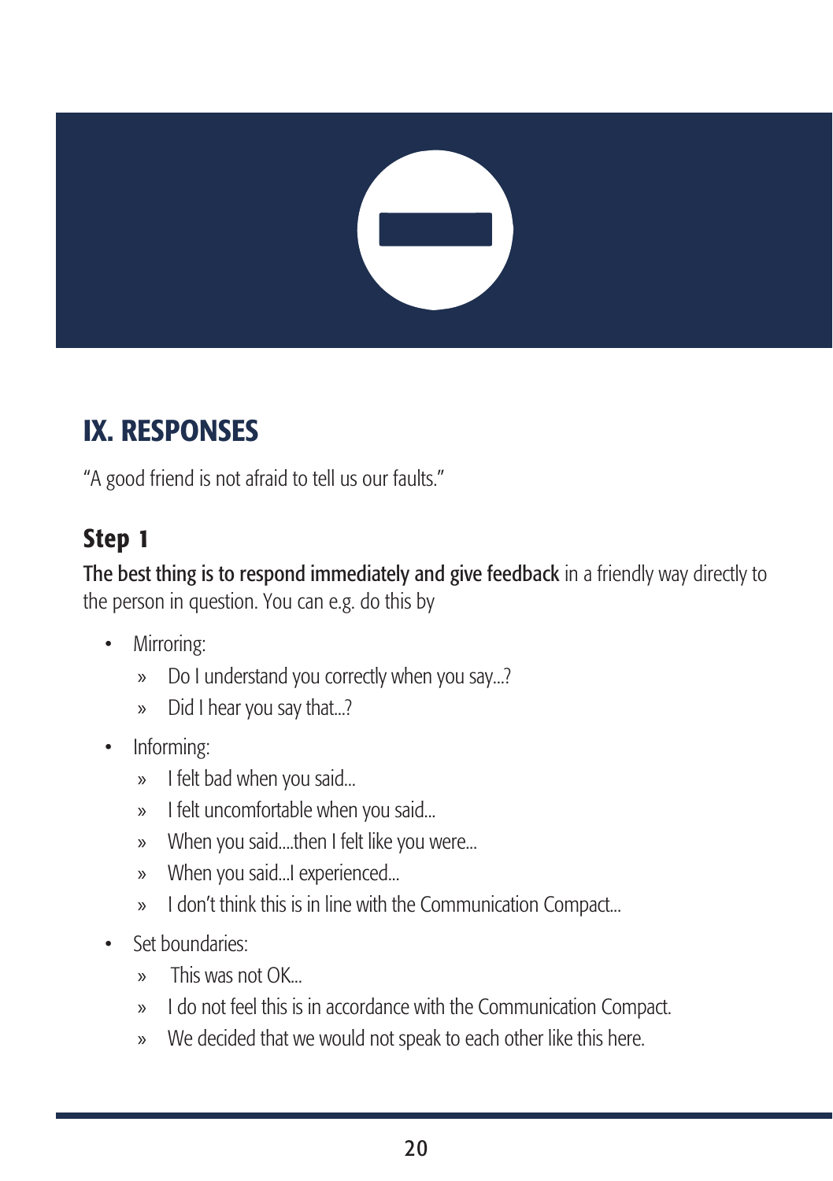## IX. RESPONSES

"A good friend is not afraid to tell us our faults."

### Step 1

**The best thing is to respond immediately and give feedback** in a friendly way directly to the person in question. You can e.g. do this by

- Mirroring:
  - Do I understand you correctly when you say...?
  - Did I hear you say that...?
- Informing:
  - I felt bad when you said...
  - I felt uncomfortable when you said...
  - When you said....then I felt like you were...
  - When you said...I experienced...
  - I don't think this is in line with the Communication Compact...
- Set boundaries:
  - This was not OK...
  - I do not feel this is in accordance with the Communication Compact.
  - We decided that we would not speak to each other like this here.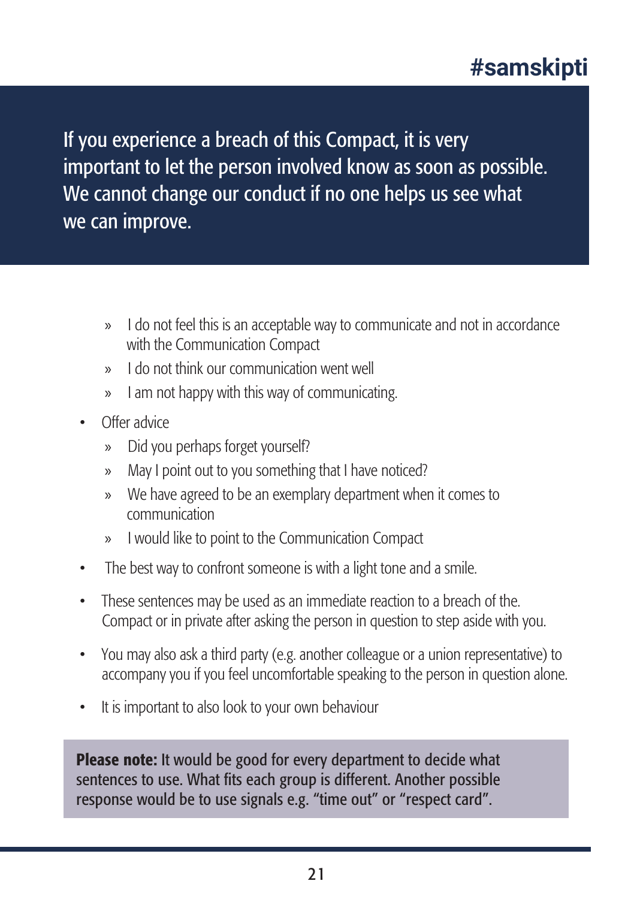If you experience a breach of this Compact, it is very important to let the person involved know as soon as possible. We cannot change our conduct if no one helps us see what we can improve.

- » I do not feel this is an acceptable way to communicate and not in accordance with the Communication Compact
- » I do not think our communication went well
- » I am not happy with this way of communicating.

- Offer advice
  - » Did you perhaps forget yourself?
  - » May I point out to you something that I have noticed?
  - » We have agreed to be an exemplary department when it comes to communication
  - » I would like to point to the Communication Compact
- The best way to confront someone is with a light tone and a smile.
- These sentences may be used as an immediate reaction to a breach of the. Compact or in private after asking the person in question to step aside with you.
- You may also ask a third party (e.g. another colleague or a union representative) to accompany you if you feel uncomfortable speaking to the person in question alone.
- It is important to also look to your own behaviour

**Please note:** It would be good for every department to decide what sentences to use. What fits each group is different. Another possible response would be to use signals e.g. "time out" or "respect card".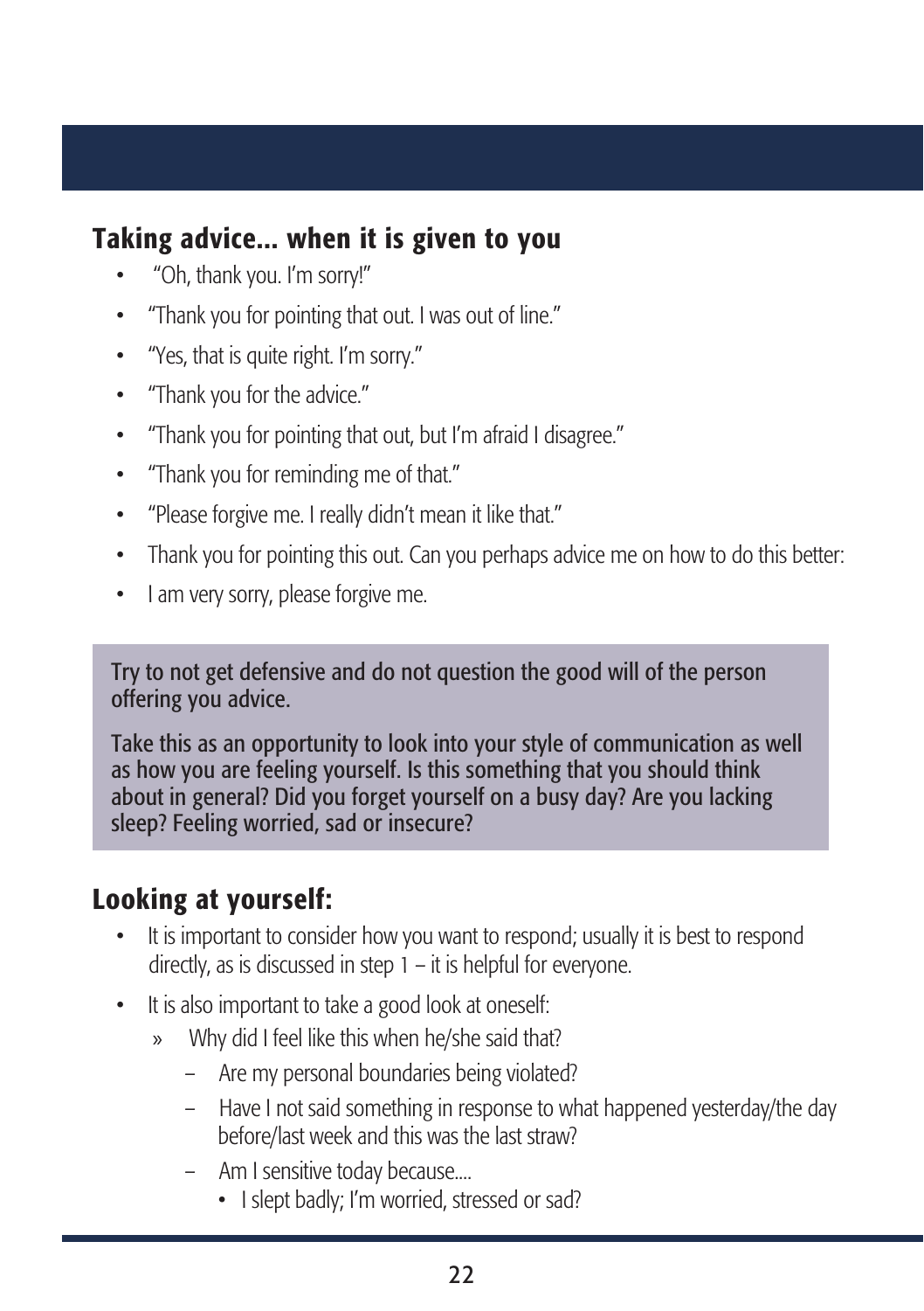## Taking advice... when it is given to you

- "Oh, thank you. I'm sorry!"
- "Thank you for pointing that out. I was out of line."
- "Yes, that is quite right. I'm sorry."
- "Thank you for the advice."
- "Thank you for pointing that out, but I'm afraid I disagree."
- "Thank you for reminding me of that."
- "Please forgive me. I really didn't mean it like that."
- Thank you for pointing this out. Can you perhaps advice me on how to do this better:
- I am very sorry, please forgive me.

**Try to not get defensive and do not question the good will of the person offering you advice.**

**Take this as an opportunity to look into your style of communication as well as how you are feeling yourself. Is this something that you should think about in general? Did you forget yourself on a busy day? Are you lacking sleep? Feeling worried, sad or insecure?**

## Looking at yourself:

- It is important to consider how you want to respond; usually it is best to respond directly, as is discussed in step 1 – it is helpful for everyone.
- It is also important to take a good look at oneself:
  - » Why did I feel like this when he/she said that?
    - – Are my personal boundaries being violated?
    - – Have I not said something in response to what happened yesterday/the day before/last week and this was the last straw?
    - – Am I sensitive today because....
      - I slept badly; I'm worried, stressed or sad?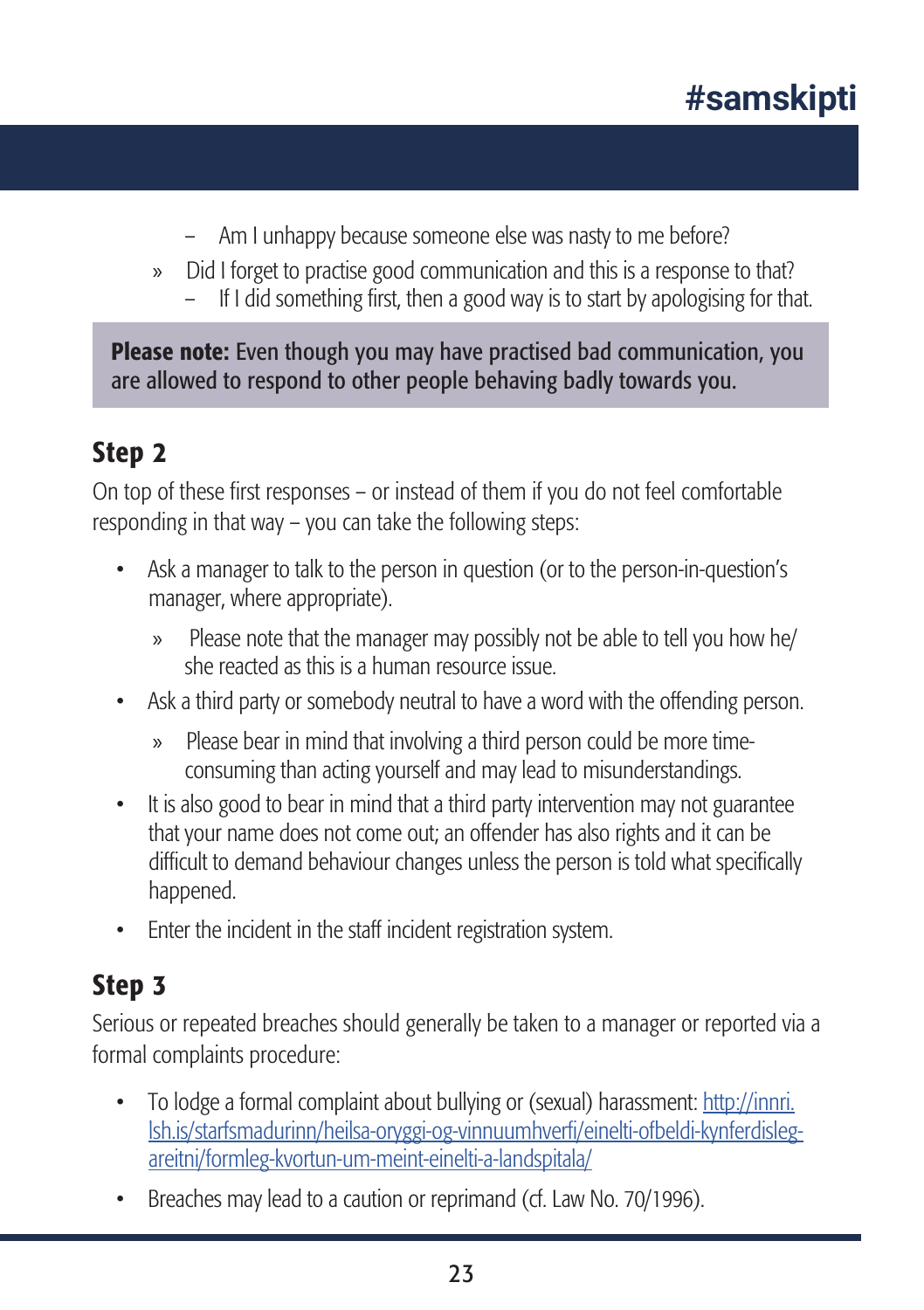- Am I unhappy because someone else was nasty to me before?
- Did I forget to practise good communication and this is a response to that?
  - If I did something first, then a good way is to start by apologising for that.

**Please note:** Even though you may have practised bad communication, you are allowed to respond to other people behaving badly towards you.

## Step 2

On top of these first responses – or instead of them if you do not feel comfortable responding in that way – you can take the following steps:

- Ask a manager to talk to the person in question (or to the person-in-question's manager, where appropriate).
  - Please note that the manager may possibly not be able to tell you how he/she reacted as this is a human resource issue.
- Ask a third party or somebody neutral to have a word with the offending person.
  - Please bear in mind that involving a third person could be more time-consuming than acting yourself and may lead to misunderstandings.
- It is also good to bear in mind that a third party intervention may not guarantee that your name does not come out; an offender has also rights and it can be difficult to demand behaviour changes unless the person is told what specifically happened.
- Enter the incident in the staff incident registration system.

## Step 3

Serious or repeated breaches should generally be taken to a manager or reported via a formal complaints procedure:

- To lodge a formal complaint about bullying or (sexual) harassment: [http://innri.lsh.is/starfsmadurinn/heilsa-oryggi-og-vinnuumhverfi/einelti-ofbeldi-kynferdisleg-areitni/formleg-kvortun-um-meint-einelti-a-landspitala/](http://innri.lsh.is/starfsmadurinn/heilsa-oryggi-og-vinnuumhverfi/einelti-ofbeldi-kynferdisleg-areitni/formleg-kvortun-um-meint-einelti-a-landspitala/)
- Breaches may lead to a caution or reprimand (cf. Law No. 70/1996).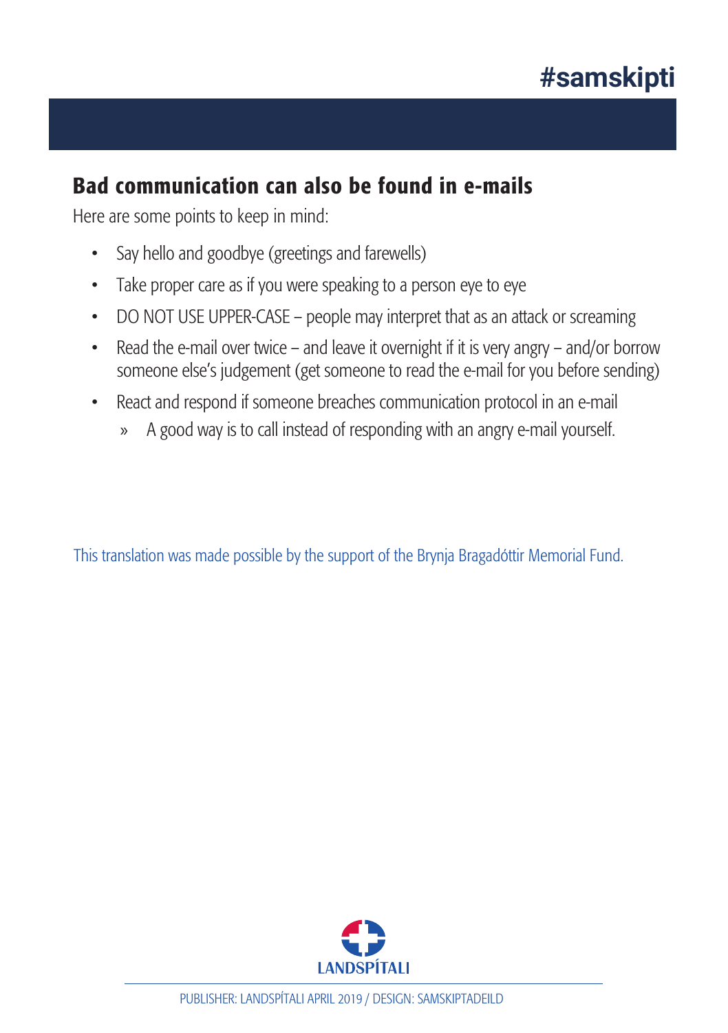#samskipti

## Bad communication can also be found in e-mails

Here are some points to keep in mind:

- Say hello and goodbye (greetings and farewells)
- Take proper care as if you were speaking to a person eye to eye
- DO NOT USE UPPER-CASE – people may interpret that as an attack or screaming
- Read the e-mail over twice – and leave it overnight if it is very angry – and/or borrow someone else's judgement (get someone to read the e-mail for you before sending)
- React and respond if someone breaches communication protocol in an e-mail
  - » A good way is to call instead of responding with an angry e-mail yourself.

This translation was made possible by the support of the Brynja Bragadóttir Memorial Fund.

LANDSPÍTALI

PUBLISHER: LANDSPÍTALI APRIL 2019 / DESIGN: SAMSKIPTADEILD